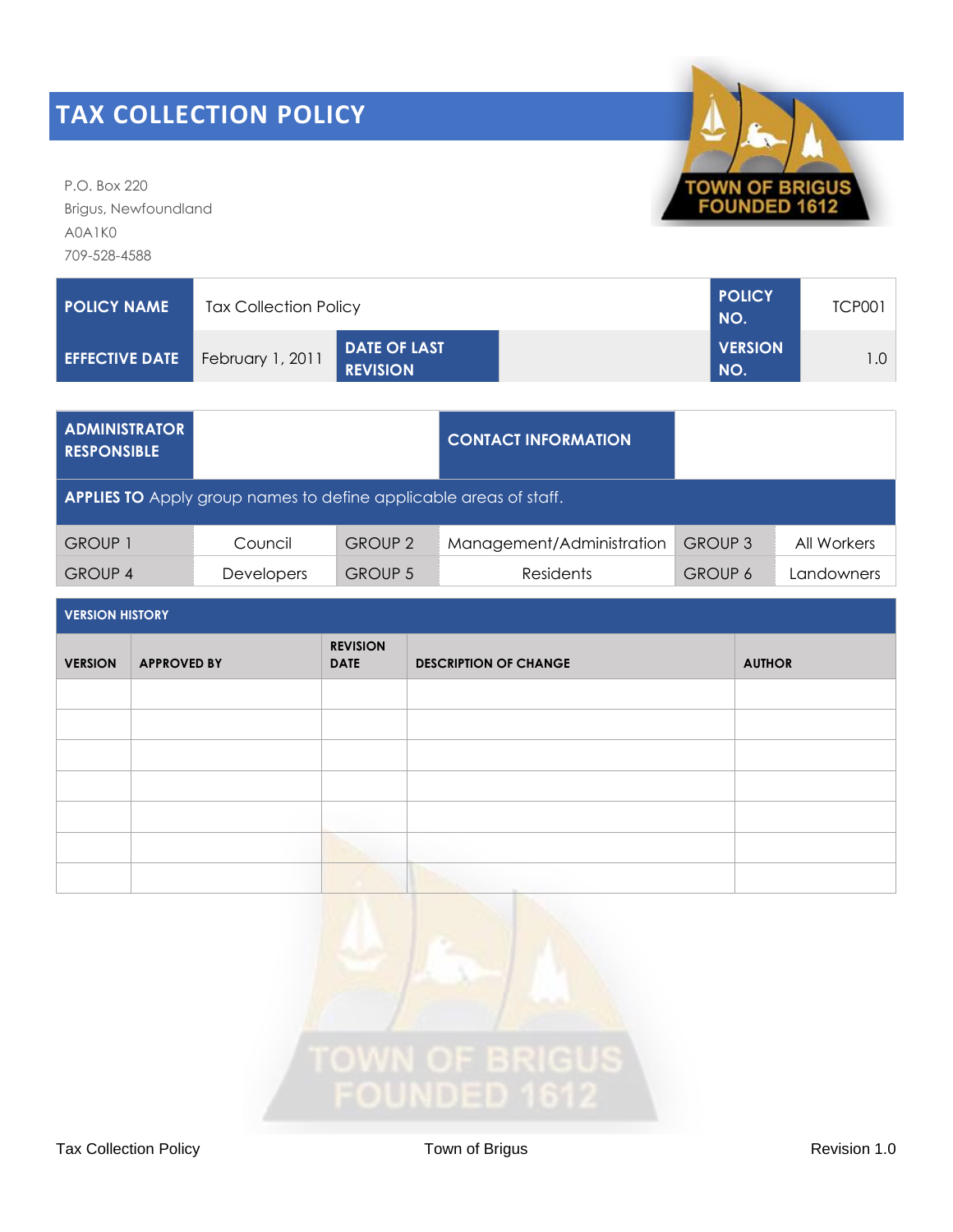# TAX COLLECTION POLICY

P.O. Box 220
Brigus, Newfoundland
A0A1K0
709-528-4588

| POLICY NAME | Tax Collection Policy | | | POLICY NO. | TCP001 |
|---|---|---|---|---|---|
| EFFECTIVE DATE | February 1, 2011 | DATE OF LAST REVISION | | VERSION NO. | 1.0 |

| ADMINISTRATOR RESPONSIBLE | | | CONTACT INFORMATION | | |
|---|---|---|---|---|---|
| **APPLIES TO** Apply group names to define applicable areas of staff. | | | | | |
| GROUP 1 | Council | GROUP 2 | Management/Administration | GROUP 3 | All Workers |
| GROUP 4 | Developers | GROUP 5 | Residents | GROUP 6 | Landowners |

**VERSION HISTORY**

| VERSION | APPROVED BY | REVISION DATE | DESCRIPTION OF CHANGE | AUTHOR |
|---|---|---|---|---|
| | | | | |
| | | | | |
| | | | | |
| | | | | |
| | | | | |
| | | | | |
| | | | | |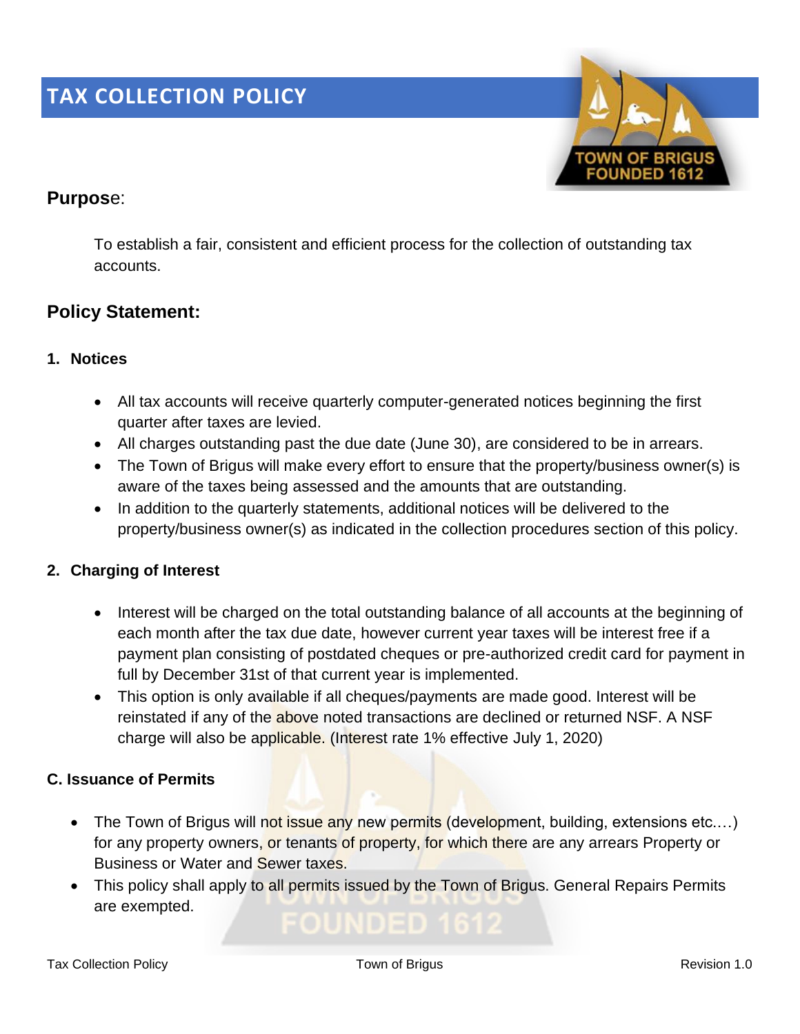# TAX COLLECTION POLICY

## Purpose:

To establish a fair, consistent and efficient process for the collection of outstanding tax accounts.

## Policy Statement:

### 1. Notices

- All tax accounts will receive quarterly computer-generated notices beginning the first quarter after taxes are levied.
- All charges outstanding past the due date (June 30), are considered to be in arrears.
- The Town of Brigus will make every effort to ensure that the property/business owner(s) is aware of the taxes being assessed and the amounts that are outstanding.
- In addition to the quarterly statements, additional notices will be delivered to the property/business owner(s) as indicated in the collection procedures section of this policy.

### 2. Charging of Interest

- Interest will be charged on the total outstanding balance of all accounts at the beginning of each month after the tax due date, however current year taxes will be interest free if a payment plan consisting of postdated cheques or pre-authorized credit card for payment in full by December 31st of that current year is implemented.
- This option is only available if all cheques/payments are made good. Interest will be reinstated if any of the above noted transactions are declined or returned NSF. A NSF charge will also be applicable. (Interest rate 1% effective July 1, 2020)

### C. Issuance of Permits

- The Town of Brigus will not issue any new permits (development, building, extensions etc.…) for any property owners, or tenants of property, for which there are any arrears Property or Business or Water and Sewer taxes.
- This policy shall apply to all permits issued by the Town of Brigus. General Repairs Permits are exempted.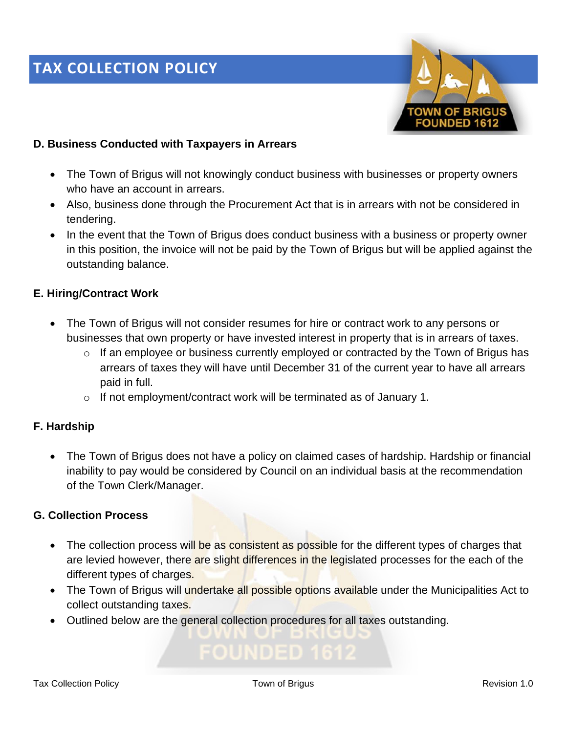## D. Business Conducted with Taxpayers in Arrears

- The Town of Brigus will not knowingly conduct business with businesses or property owners who have an account in arrears.
- Also, business done through the Procurement Act that is in arrears with not be considered in tendering.
- In the event that the Town of Brigus does conduct business with a business or property owner in this position, the invoice will not be paid by the Town of Brigus but will be applied against the outstanding balance.

## E. Hiring/Contract Work

- The Town of Brigus will not consider resumes for hire or contract work to any persons or businesses that own property or have invested interest in property that is in arrears of taxes.
  - If an employee or business currently employed or contracted by the Town of Brigus has arrears of taxes they will have until December 31 of the current year to have all arrears paid in full.
  - If not employment/contract work will be terminated as of January 1.

## F. Hardship

- The Town of Brigus does not have a policy on claimed cases of hardship. Hardship or financial inability to pay would be considered by Council on an individual basis at the recommendation of the Town Clerk/Manager.

## G. Collection Process

- The collection process will be as consistent as possible for the different types of charges that are levied however, there are slight differences in the legislated processes for the each of the different types of charges.
- The Town of Brigus will undertake all possible options available under the Municipalities Act to collect outstanding taxes.
- Outlined below are the general collection procedures for all taxes outstanding.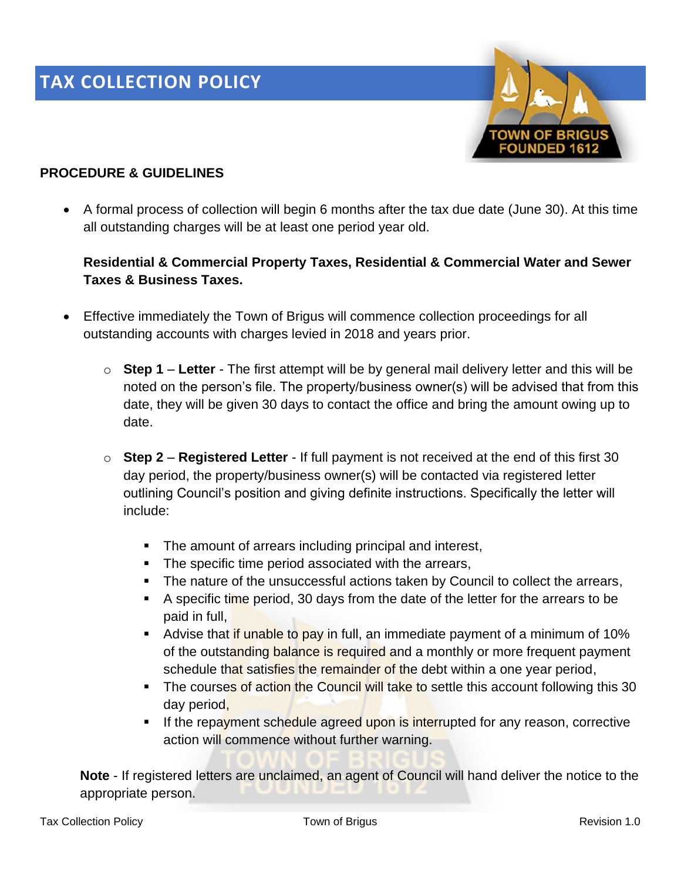# TAX COLLECTION POLICY

## PROCEDURE & GUIDELINES

- A formal process of collection will begin 6 months after the tax due date (June 30). At this time all outstanding charges will be at least one period year old.

  **Residential & Commercial Property Taxes, Residential & Commercial Water and Sewer Taxes & Business Taxes.**

- Effective immediately the Town of Brigus will commence collection proceedings for all outstanding accounts with charges levied in 2018 and years prior.
  - **Step 1** – **Letter** - The first attempt will be by general mail delivery letter and this will be noted on the person's file. The property/business owner(s) will be advised that from this date, they will be given 30 days to contact the office and bring the amount owing up to date.
  - **Step 2** – **Registered Letter** - If full payment is not received at the end of this first 30 day period, the property/business owner(s) will be contacted via registered letter outlining Council's position and giving definite instructions. Specifically the letter will include:
    - The amount of arrears including principal and interest,
    - The specific time period associated with the arrears,
    - The nature of the unsuccessful actions taken by Council to collect the arrears,
    - A specific time period, 30 days from the date of the letter for the arrears to be paid in full,
    - Advise that if unable to pay in full, an immediate payment of a minimum of 10% of the outstanding balance is required and a monthly or more frequent payment schedule that satisfies the remainder of the debt within a one year period,
    - The courses of action the Council will take to settle this account following this 30 day period,
    - If the repayment schedule agreed upon is interrupted for any reason, corrective action will commence without further warning.

**Note** - If registered letters are unclaimed, an agent of Council will hand deliver the notice to the appropriate person.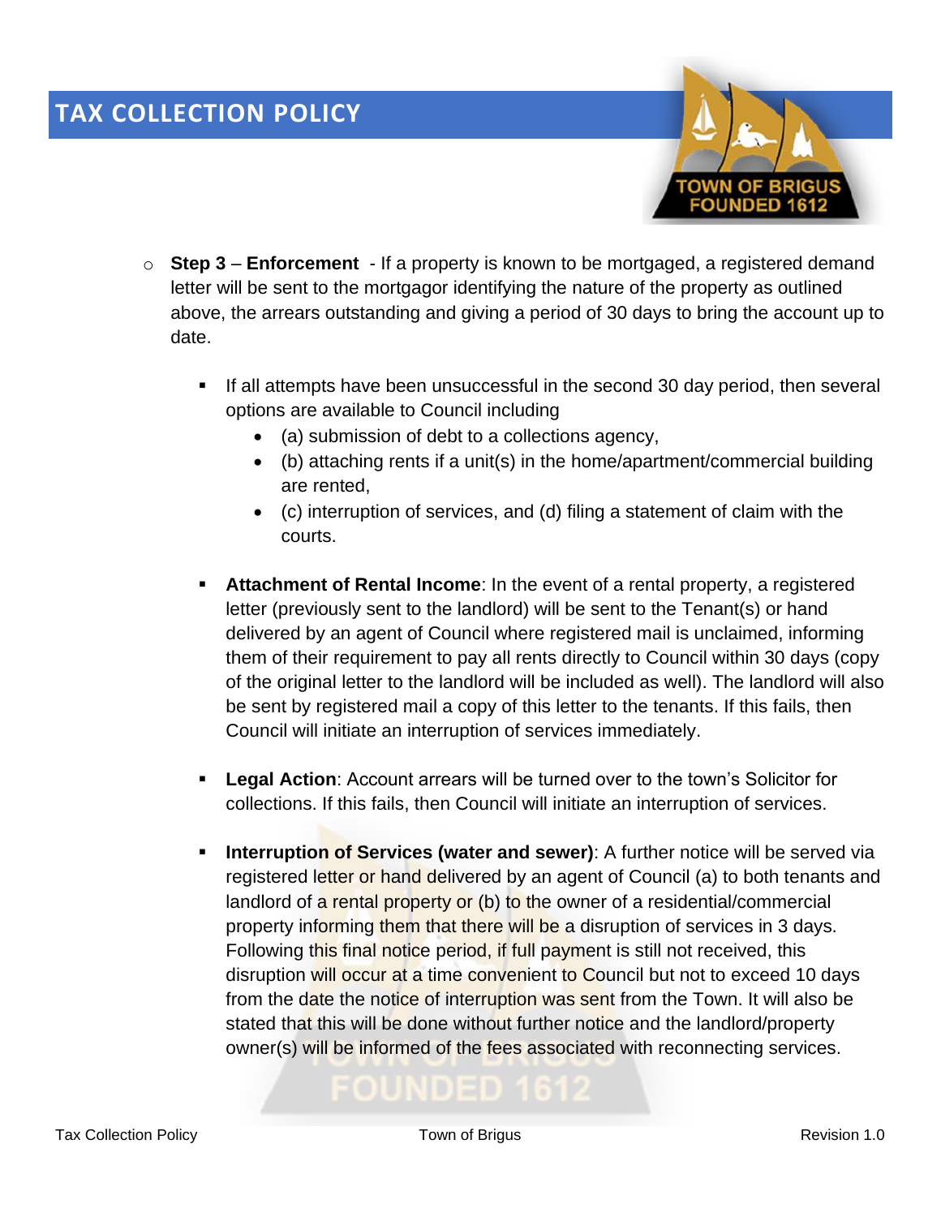- **Step 3** – **Enforcement** - If a property is known to be mortgaged, a registered demand letter will be sent to the mortgagor identifying the nature of the property as outlined above, the arrears outstanding and giving a period of 30 days to bring the account up to date.

  - If all attempts have been unsuccessful in the second 30 day period, then several options are available to Council including
    - (a) submission of debt to a collections agency,
    - (b) attaching rents if a unit(s) in the home/apartment/commercial building are rented,
    - (c) interruption of services, and (d) filing a statement of claim with the courts.

  - **Attachment of Rental Income**: In the event of a rental property, a registered letter (previously sent to the landlord) will be sent to the Tenant(s) or hand delivered by an agent of Council where registered mail is unclaimed, informing them of their requirement to pay all rents directly to Council within 30 days (copy of the original letter to the landlord will be included as well). The landlord will also be sent by registered mail a copy of this letter to the tenants. If this fails, then Council will initiate an interruption of services immediately.

  - **Legal Action**: Account arrears will be turned over to the town's Solicitor for collections. If this fails, then Council will initiate an interruption of services.

  - **Interruption of Services (water and sewer)**: A further notice will be served via registered letter or hand delivered by an agent of Council (a) to both tenants and landlord of a rental property or (b) to the owner of a residential/commercial property informing them that there will be a disruption of services in 3 days. Following this final notice period, if full payment is still not received, this disruption will occur at a time convenient to Council but not to exceed 10 days from the date the notice of interruption was sent from the Town. It will also be stated that this will be done without further notice and the landlord/property owner(s) will be informed of the fees associated with reconnecting services.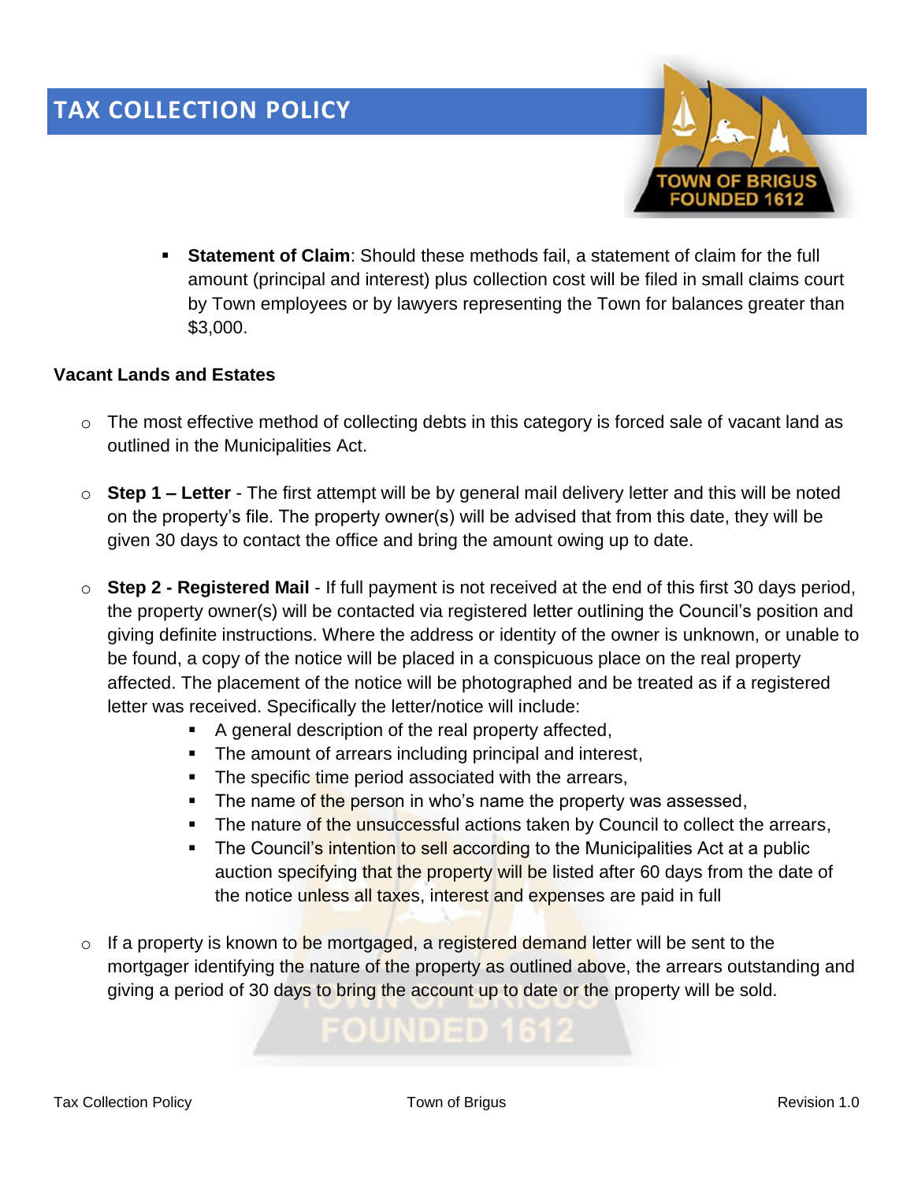- **Statement of Claim**: Should these methods fail, a statement of claim for the full amount (principal and interest) plus collection cost will be filed in small claims court by Town employees or by lawyers representing the Town for balances greater than $3,000.

**Vacant Lands and Estates**

- The most effective method of collecting debts in this category is forced sale of vacant land as outlined in the Municipalities Act.

- **Step 1 – Letter** - The first attempt will be by general mail delivery letter and this will be noted on the property's file. The property owner(s) will be advised that from this date, they will be given 30 days to contact the office and bring the amount owing up to date.

- **Step 2 - Registered Mail** - If full payment is not received at the end of this first 30 days period, the property owner(s) will be contacted via registered letter outlining the Council's position and giving definite instructions. Where the address or identity of the owner is unknown, or unable to be found, a copy of the notice will be placed in a conspicuous place on the real property affected. The placement of the notice will be photographed and be treated as if a registered letter was received. Specifically the letter/notice will include:
  - A general description of the real property affected,
  - The amount of arrears including principal and interest,
  - The specific time period associated with the arrears,
  - The name of the person in who's name the property was assessed,
  - The nature of the unsuccessful actions taken by Council to collect the arrears,
  - The Council's intention to sell according to the Municipalities Act at a public auction specifying that the property will be listed after 60 days from the date of the notice unless all taxes, interest and expenses are paid in full

- If a property is known to be mortgaged, a registered demand letter will be sent to the mortgager identifying the nature of the property as outlined above, the arrears outstanding and giving a period of 30 days to bring the account up to date or the property will be sold.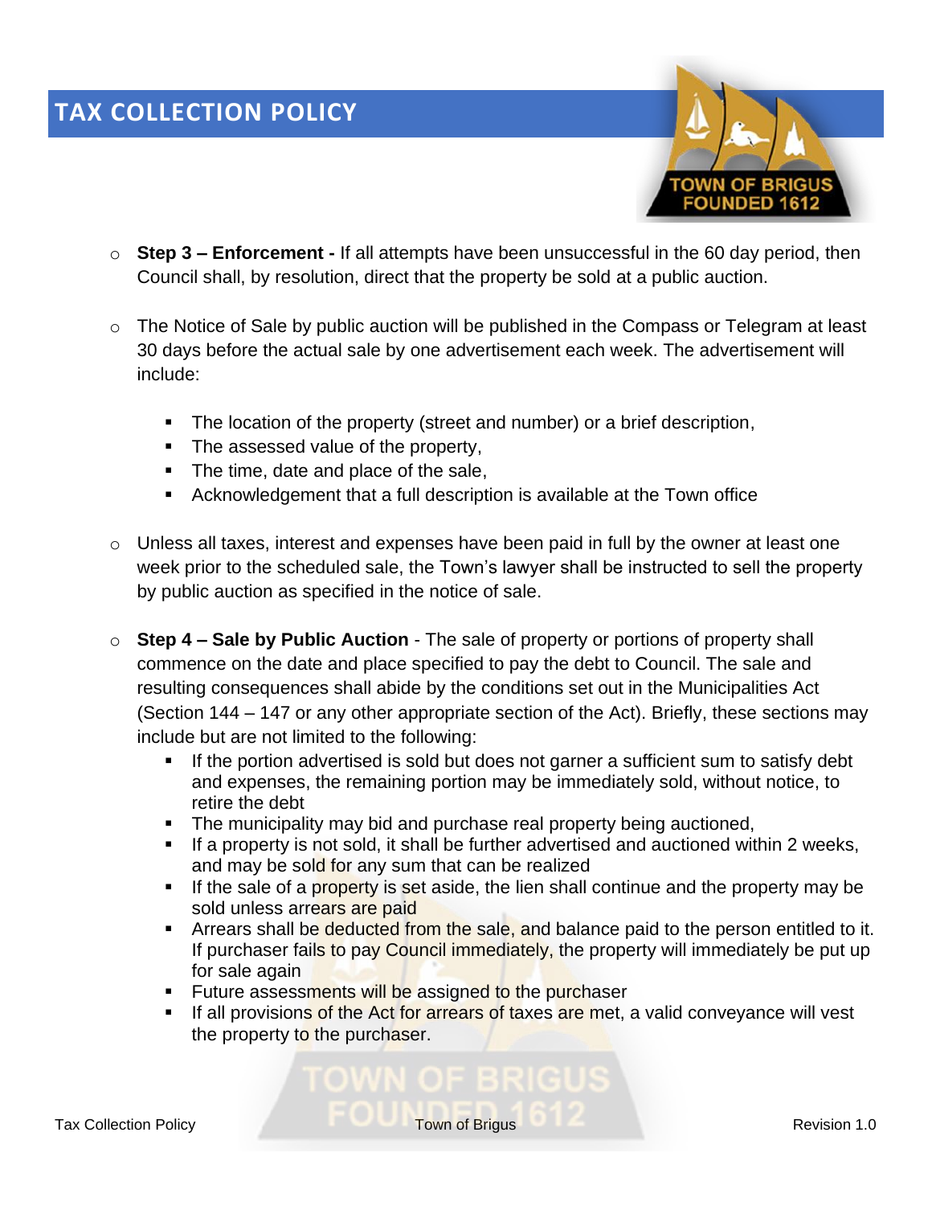# TAX COLLECTION POLICY

- **Step 3 – Enforcement -** If all attempts have been unsuccessful in the 60 day period, then Council shall, by resolution, direct that the property be sold at a public auction.

- The Notice of Sale by public auction will be published in the Compass or Telegram at least 30 days before the actual sale by one advertisement each week. The advertisement will include:

  - The location of the property (street and number) or a brief description,
  - The assessed value of the property,
  - The time, date and place of the sale,
  - Acknowledgement that a full description is available at the Town office

- Unless all taxes, interest and expenses have been paid in full by the owner at least one week prior to the scheduled sale, the Town's lawyer shall be instructed to sell the property by public auction as specified in the notice of sale.

- **Step 4 – Sale by Public Auction** - The sale of property or portions of property shall commence on the date and place specified to pay the debt to Council. The sale and resulting consequences shall abide by the conditions set out in the Municipalities Act (Section 144 – 147 or any other appropriate section of the Act). Briefly, these sections may include but are not limited to the following:
  - If the portion advertised is sold but does not garner a sufficient sum to satisfy debt and expenses, the remaining portion may be immediately sold, without notice, to retire the debt
  - The municipality may bid and purchase real property being auctioned,
  - If a property is not sold, it shall be further advertised and auctioned within 2 weeks, and may be sold for any sum that can be realized
  - If the sale of a property is set aside, the lien shall continue and the property may be sold unless arrears are paid
  - Arrears shall be deducted from the sale, and balance paid to the person entitled to it. If purchaser fails to pay Council immediately, the property will immediately be put up for sale again
  - Future assessments will be assigned to the purchaser
  - If all provisions of the Act for arrears of taxes are met, a valid conveyance will vest the property to the purchaser.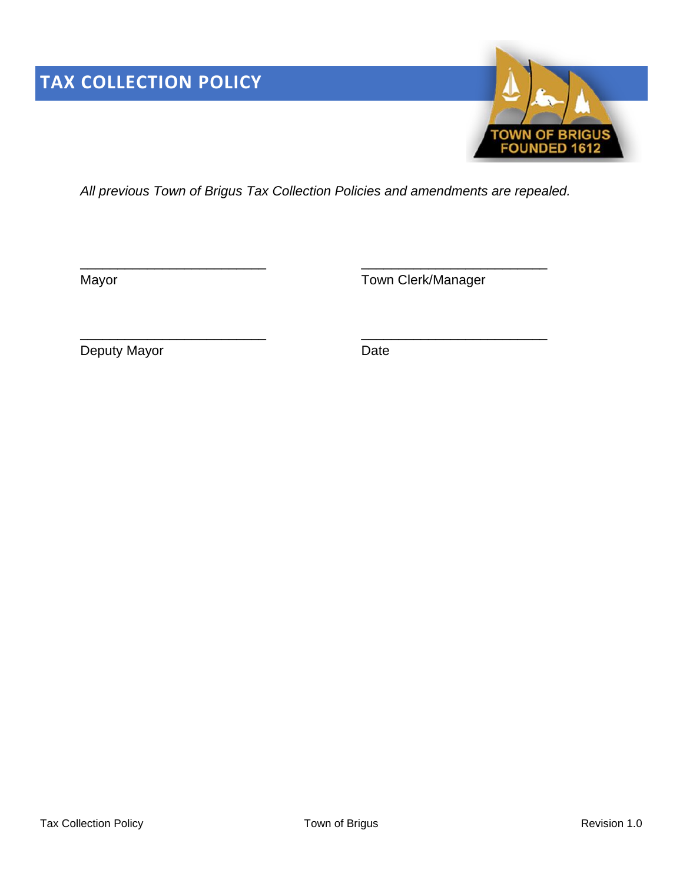# TAX COLLECTION POLICY

*All previous Town of Brigus Tax Collection Policies and amendments are repealed.*

_________________________ Mayor

_________________________ Town Clerk/Manager

_________________________ Deputy Mayor

_________________________ Date